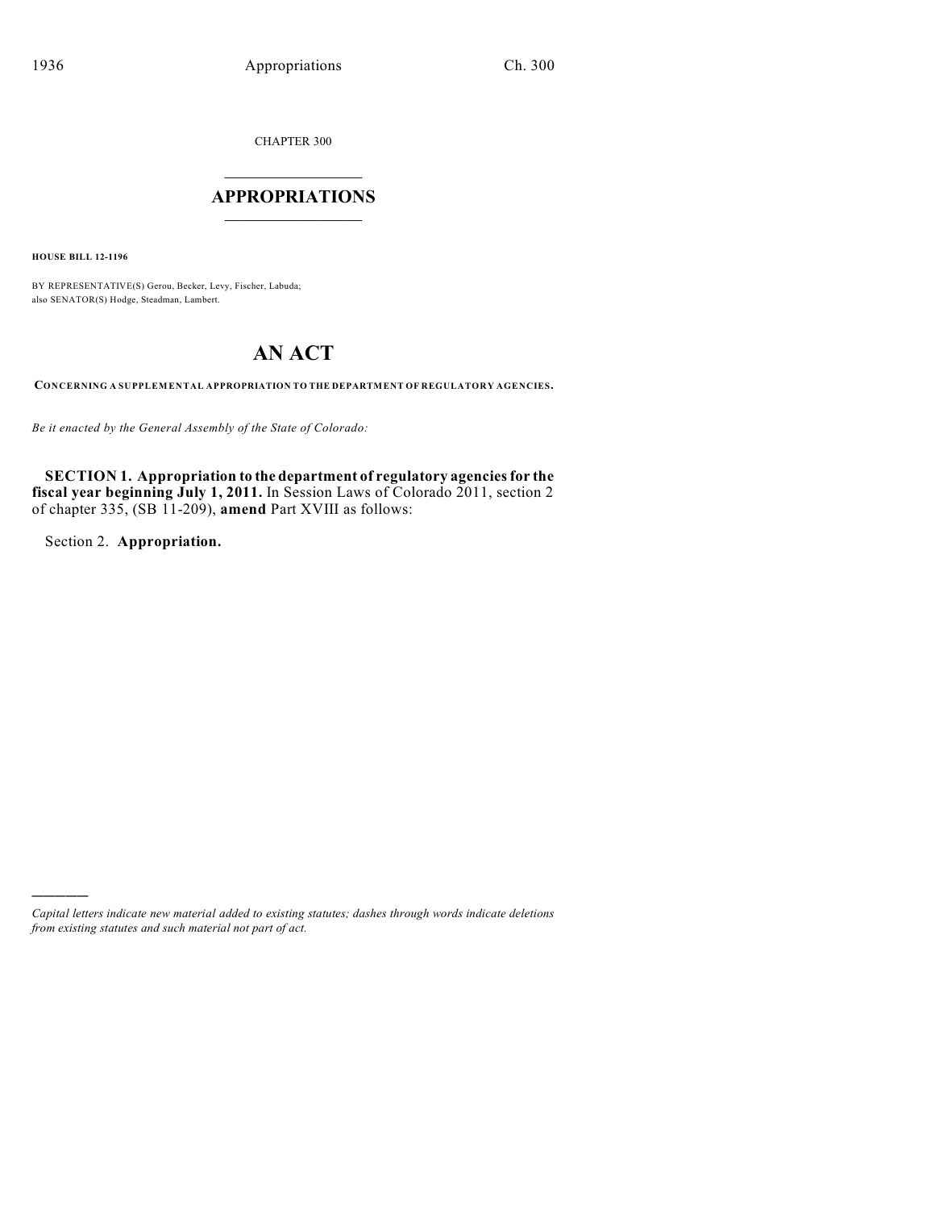CHAPTER 300

# APPROPRIATIONS

**HOUSE BILL 12-1196**

BY REPRESENTATIVE(S) Gerou, Becker, Levy, Fischer, Labuda;
also SENATOR(S) Hodge, Steadman, Lambert.

# AN ACT

**CONCERNING A SUPPLEMENTAL APPROPRIATION TO THE DEPARTMENT OF REGULATORY AGENCIES.**

*Be it enacted by the General Assembly of the State of Colorado:*

**SECTION 1. Appropriation to the department of regulatory agencies for the fiscal year beginning July 1, 2011.** In Session Laws of Colorado 2011, section 2 of chapter 335, (SB 11-209), **amend** Part XVIII as follows:

Section 2. **Appropriation.**

---

*Capital letters indicate new material added to existing statutes; dashes through words indicate deletions from existing statutes and such material not part of act.*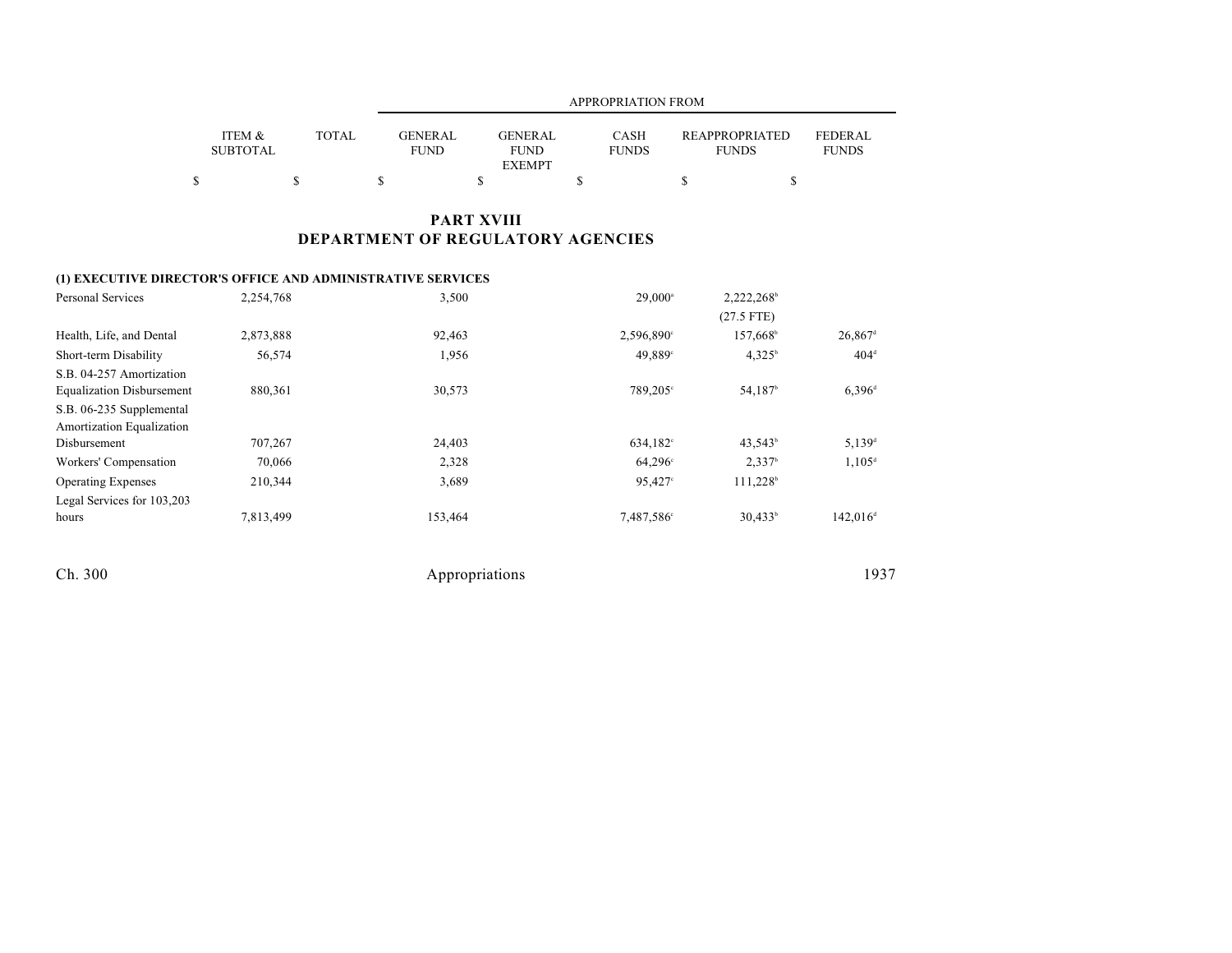| | ITEM & SUBTOTAL | TOTAL | APPROPRIATION FROM GENERAL FUND | GENERAL FUND EXEMPT | CASH FUNDS | REAPPROPRIATED FUNDS | FEDERAL FUNDS |
|---|---|---|---|---|---|---|---|
| | $ | $ | $ | $ | $ | $ | $ |

## PART XVIII
## DEPARTMENT OF REGULATORY AGENCIES

**(1) EXECUTIVE DIRECTOR'S OFFICE AND ADMINISTRATIVE SERVICES**

| | ITEM & SUBTOTAL | TOTAL | GENERAL FUND | GENERAL FUND EXEMPT | CASH FUNDS | REAPPROPRIATED FUNDS | FEDERAL FUNDS |
|---|---|---|---|---|---|---|---|
| Personal Services | 2,254,768 | | 3,500 | | 29,000[a] | 2,222,268[b] (27.5 FTE) | |
| Health, Life, and Dental | 2,873,888 | | 92,463 | | 2,596,890[c] | 157,668[b] | 26,867[d] |
| Short-term Disability | 56,574 | | 1,956 | | 49,889[c] | 4,325[b] | 404[d] |
| S.B. 04-257 Amortization Equalization Disbursement | 880,361 | | 30,573 | | 789,205[c] | 54,187[b] | 6,396[d] |
| S.B. 06-235 Supplemental Amortization Equalization Disbursement | 707,267 | | 24,403 | | 634,182[c] | 43,543[b] | 5,139[d] |
| Workers' Compensation | 70,066 | | 2,328 | | 64,296[c] | 2,337[b] | 1,105[d] |
| Operating Expenses | 210,344 | | 3,689 | | 95,427[c] | 111,228[b] | |
| Legal Services for 103,203 hours | 7,813,499 | | 153,464 | | 7,487,586[c] | 30,433[b] | 142,016[d] |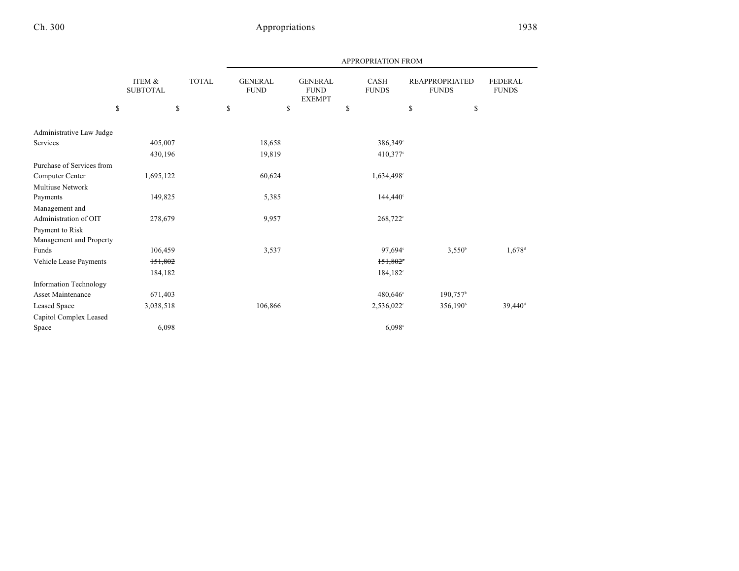| | ITEM & SUBTOTAL | TOTAL | GENERAL FUND | GENERAL FUND EXEMPT | CASH FUNDS | REAPPROPRIATED FUNDS | FEDERAL FUNDS |
|---|---|---|---|---|---|---|---|
| | | | APPROPRIATION FROM | | | | |
| | $ | $ | $ | $ | $ | $ | $ |
| Administrative Law Judge Services | ~~405,007~~ | | ~~18,658~~ | | ~~386,349~~[c] | | |
| | 430,196 | | 19,819 | | 410,377[c] | | |
| Purchase of Services from Computer Center | 1,695,122 | | 60,624 | | 1,634,498[c] | | |
| Multiuse Network Payments | 149,825 | | 5,385 | | 144,440[c] | | |
| Management and Administration of OIT | 278,679 | | 9,957 | | 268,722[c] | | |
| Payment to Risk Management and Property Funds | 106,459 | | 3,537 | | 97,694[c] | 3,550[b] | 1,678[d] |
| Vehicle Lease Payments | ~~151,802~~ | | | | ~~151,802~~[c] | | |
| | 184,182 | | | | 184,182[c] | | |
| Information Technology Asset Maintenance | 671,403 | | | | 480,646[c] | 190,757[b] | |
| Leased Space | 3,038,518 | | 106,866 | | 2,536,022[c] | 356,190[b] | 39,440[d] |
| Capitol Complex Leased Space | 6,098 | | | | 6,098[c] | | |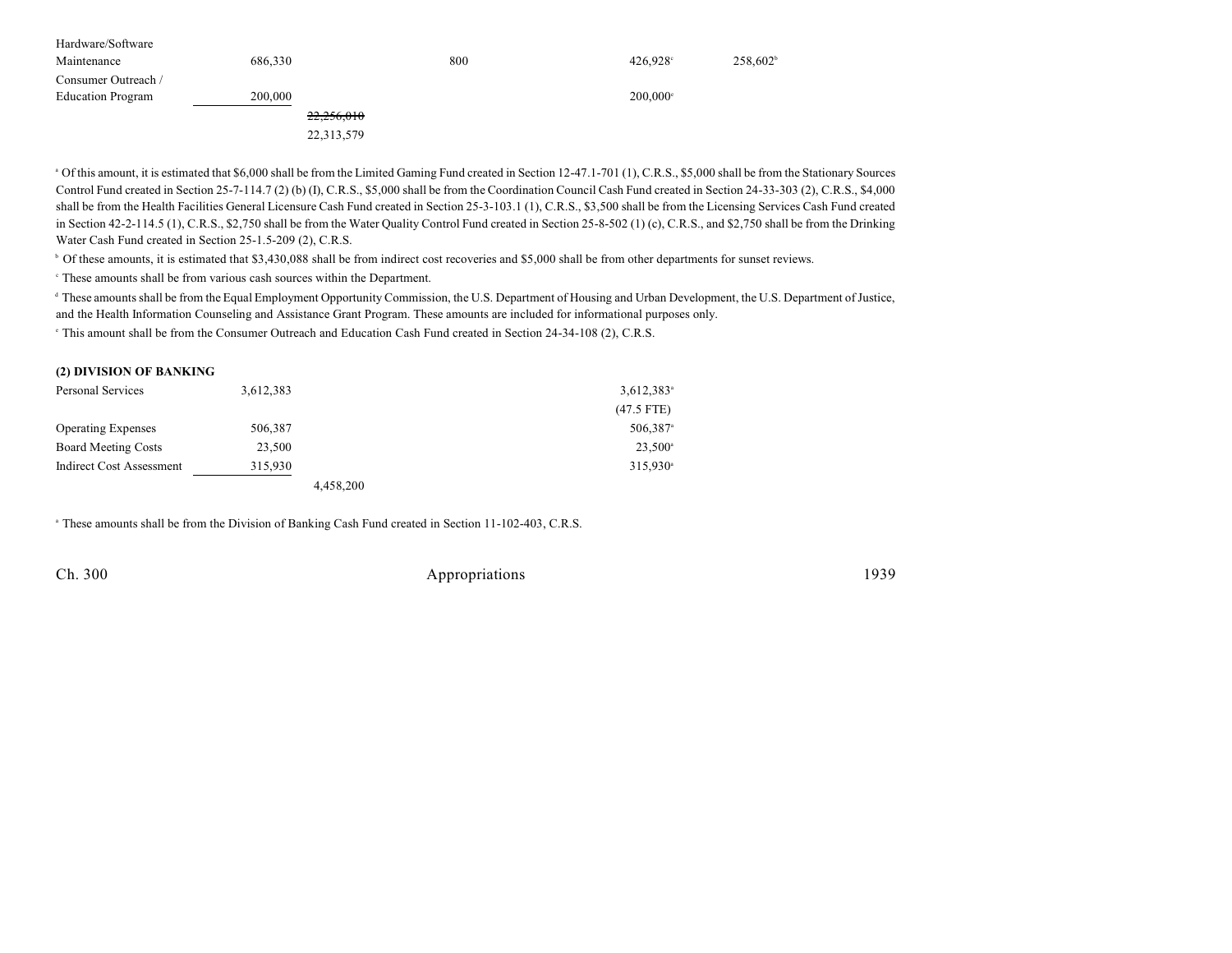| | | | | | |
|---|---|---|---|---|---|
| Hardware/Software Maintenance | 686,330 | | 800 | 426,928[c] | 258,602[b] |
| Consumer Outreach / Education Program | 200,000 | | | 200,000[e] | |
| | | ~~22,256,010~~ 22,313,579 | | | |

[a] Of this amount, it is estimated that $6,000 shall be from the Limited Gaming Fund created in Section 12-47.1-701 (1), C.R.S., $5,000 shall be from the Stationary Sources Control Fund created in Section 25-7-114.7 (2) (b) (I), C.R.S., $5,000 shall be from the Coordination Council Cash Fund created in Section 24-33-303 (2), C.R.S., $4,000 shall be from the Health Facilities General Licensure Cash Fund created in Section 25-3-103.1 (1), C.R.S., $3,500 shall be from the Licensing Services Cash Fund created in Section 42-2-114.5 (1), C.R.S., $2,750 shall be from the Water Quality Control Fund created in Section 25-8-502 (1) (c), C.R.S., and $2,750 shall be from the Drinking Water Cash Fund created in Section 25-1.5-209 (2), C.R.S.

[b] Of these amounts, it is estimated that $3,430,088 shall be from indirect cost recoveries and $5,000 shall be from other departments for sunset reviews.

[c] These amounts shall be from various cash sources within the Department.

[d] These amounts shall be from the Equal Employment Opportunity Commission, the U.S. Department of Housing and Urban Development, the U.S. Department of Justice, and the Health Information Counseling and Assistance Grant Program. These amounts are included for informational purposes only.

[e] This amount shall be from the Consumer Outreach and Education Cash Fund created in Section 24-34-108 (2), C.R.S.

**(2) DIVISION OF BANKING**

| | | | | | |
|---|---|---|---|---|---|
| Personal Services | 3,612,383 | | | 3,612,383[a] (47.5 FTE) | |
| Operating Expenses | 506,387 | | | 506,387[a] | |
| Board Meeting Costs | 23,500 | | | 23,500[a] | |
| Indirect Cost Assessment | 315,930 | | | 315,930[a] | |
| | | 4,458,200 | | | |

[a] These amounts shall be from the Division of Banking Cash Fund created in Section 11-102-403, C.R.S.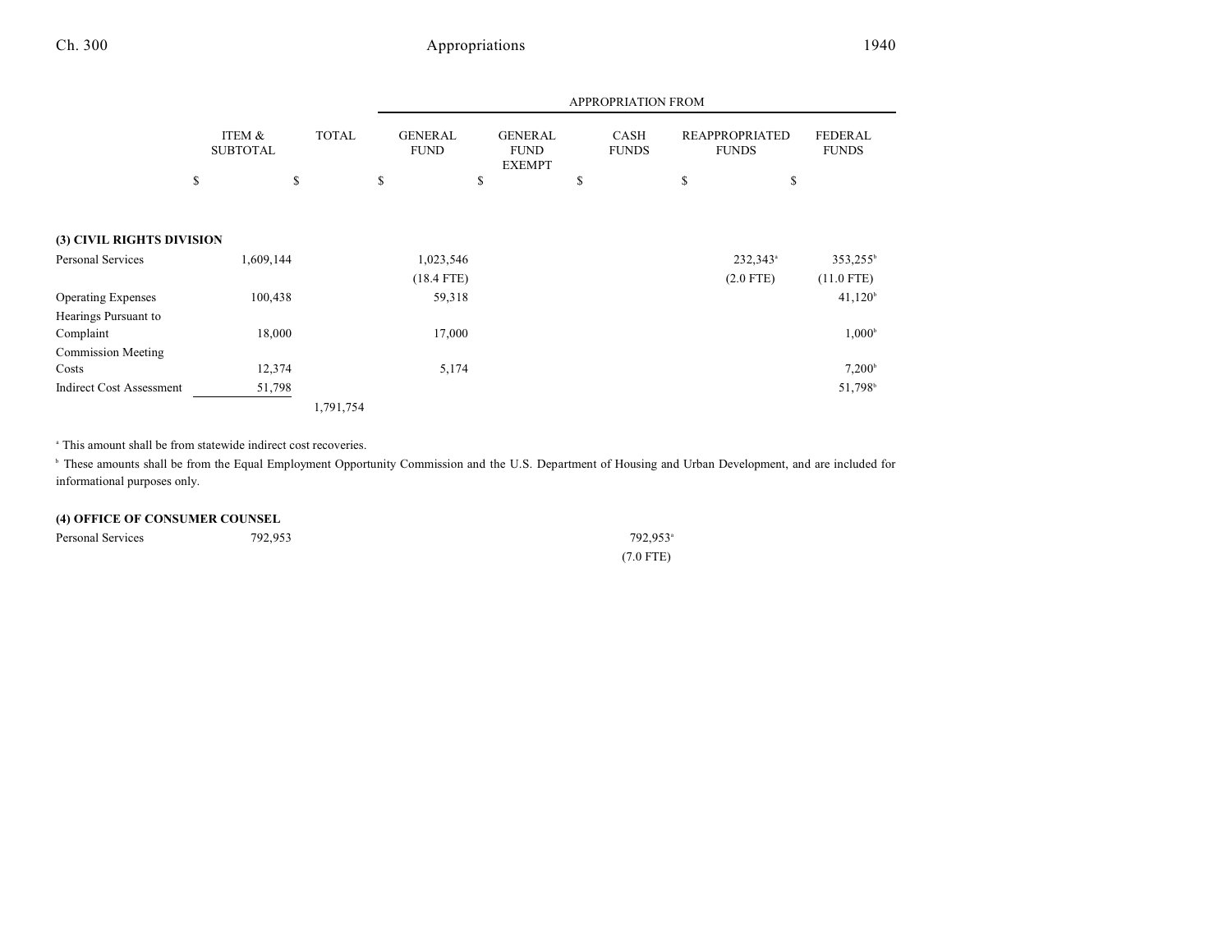| | ITEM & SUBTOTAL | TOTAL | APPROPRIATION FROM GENERAL FUND | GENERAL FUND EXEMPT | CASH FUNDS | REAPPROPRIATED FUNDS | FEDERAL FUNDS |
|---|---|---|---|---|---|---|---|
| | $ | $ | $ | $ | $ | $ | $ |
| **(3) CIVIL RIGHTS DIVISION** | | | | | | | |
| Personal Services | 1,609,144 | | 1,023,546 | | | 232,343[a] | 353,255[b] |
| | | | (18.4 FTE) | | | (2.0 FTE) | (11.0 FTE) |
| Operating Expenses | 100,438 | | 59,318 | | | | 41,120[b] |
| Hearings Pursuant to Complaint | 18,000 | | 17,000 | | | | 1,000[b] |
| Commission Meeting Costs | 12,374 | | 5,174 | | | | 7,200[b] |
| Indirect Cost Assessment | 51,798 | | | | | | 51,798[b] |
| | | 1,791,754 | | | | | |

[a] This amount shall be from statewide indirect cost recoveries.

[b] These amounts shall be from the Equal Employment Opportunity Commission and the U.S. Department of Housing and Urban Development, and are included for informational purposes only.

| | ITEM & SUBTOTAL | TOTAL | GENERAL FUND | GENERAL FUND EXEMPT | CASH FUNDS | REAPPROPRIATED FUNDS | FEDERAL FUNDS |
|---|---|---|---|---|---|---|---|
| **(4) OFFICE OF CONSUMER COUNSEL** | | | | | | | |
| Personal Services | 792,953 | | | | 792,953[a] | | |
| | | | | | (7.0 FTE) | | |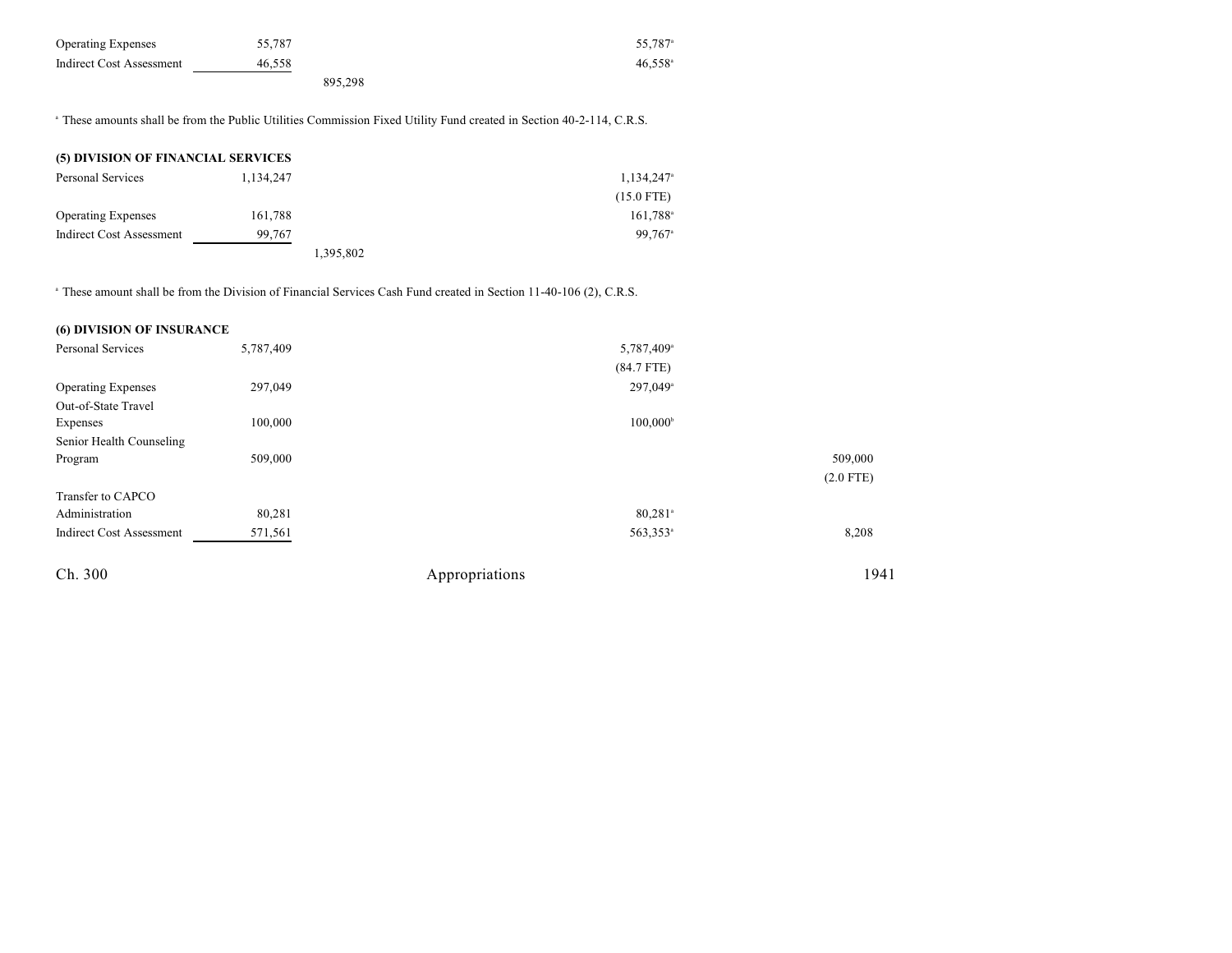| | | | | | | |
|---|---|---|---|---|---|---|
| Operating Expenses | 55,787 | | | 55,787[a] | | |
| Indirect Cost Assessment | 46,558 | | | 46,558[a] | | |
| | | 895,298 | | | | |

[a] These amounts shall be from the Public Utilities Commission Fixed Utility Fund created in Section 40-2-114, C.R.S.

**(5) DIVISION OF FINANCIAL SERVICES**

| | | | | | | |
|---|---|---|---|---|---|---|
| Personal Services | 1,134,247 | | | 1,134,247[a] | | |
| | | | | (15.0 FTE) | | |
| Operating Expenses | 161,788 | | | 161,788[a] | | |
| Indirect Cost Assessment | 99,767 | | | 99,767[a] | | |
| | | 1,395,802 | | | | |

[a] These amount shall be from the Division of Financial Services Cash Fund created in Section 11-40-106 (2), C.R.S.

**(6) DIVISION OF INSURANCE**

| | | | | | | |
|---|---|---|---|---|---|---|
| Personal Services | 5,787,409 | | | 5,787,409[a] | | |
| | | | | (84.7 FTE) | | |
| Operating Expenses | 297,049 | | | 297,049[a] | | |
| Out-of-State Travel Expenses | 100,000 | | | 100,000[b] | | |
| Senior Health Counseling Program | 509,000 | | | | | 509,000 |
| | | | | | | (2.0 FTE) |
| Transfer to CAPCO Administration | 80,281 | | | 80,281[a] | | |
| Indirect Cost Assessment | 571,561 | | | 563,353[a] | | 8,208 |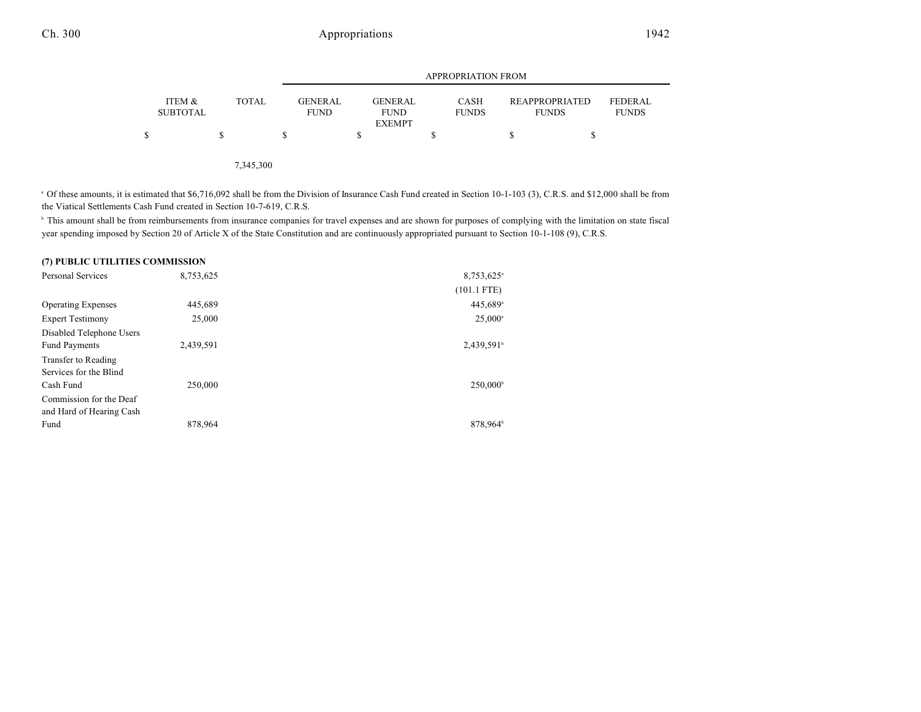| | ITEM & SUBTOTAL | TOTAL | APPROPRIATION FROM GENERAL FUND | GENERAL FUND EXEMPT | CASH FUNDS | REAPPROPRIATED FUNDS | FEDERAL FUNDS |
|---|---|---|---|---|---|---|---|
| | $ | $ | $ | $ | $ | $ | $ |
| | | 7,345,300 | | | | | |

[a] Of these amounts, it is estimated that $6,716,092 shall be from the Division of Insurance Cash Fund created in Section 10-1-103 (3), C.R.S. and $12,000 shall be from the Viatical Settlements Cash Fund created in Section 10-7-619, C.R.S.

[b] This amount shall be from reimbursements from insurance companies for travel expenses and are shown for purposes of complying with the limitation on state fiscal year spending imposed by Section 20 of Article X of the State Constitution and are continuously appropriated pursuant to Section 10-1-108 (9), C.R.S.

**(7) PUBLIC UTILITIES COMMISSION**

| | ITEM & SUBTOTAL | TOTAL | GENERAL FUND | GENERAL FUND EXEMPT | CASH FUNDS | REAPPROPRIATED FUNDS | FEDERAL FUNDS |
|---|---|---|---|---|---|---|---|
| Personal Services | 8,753,625 | | | | 8,753,625[a] | | |
| | | | | | (101.1 FTE) | | |
| Operating Expenses | 445,689 | | | | 445,689[a] | | |
| Expert Testimony | 25,000 | | | | 25,000[a] | | |
| Disabled Telephone Users Fund Payments | 2,439,591 | | | | 2,439,591[b] | | |
| Transfer to Reading Services for the Blind Cash Fund | 250,000 | | | | 250,000[b] | | |
| Commission for the Deaf and Hard of Hearing Cash Fund | 878,964 | | | | 878,964[b] | | |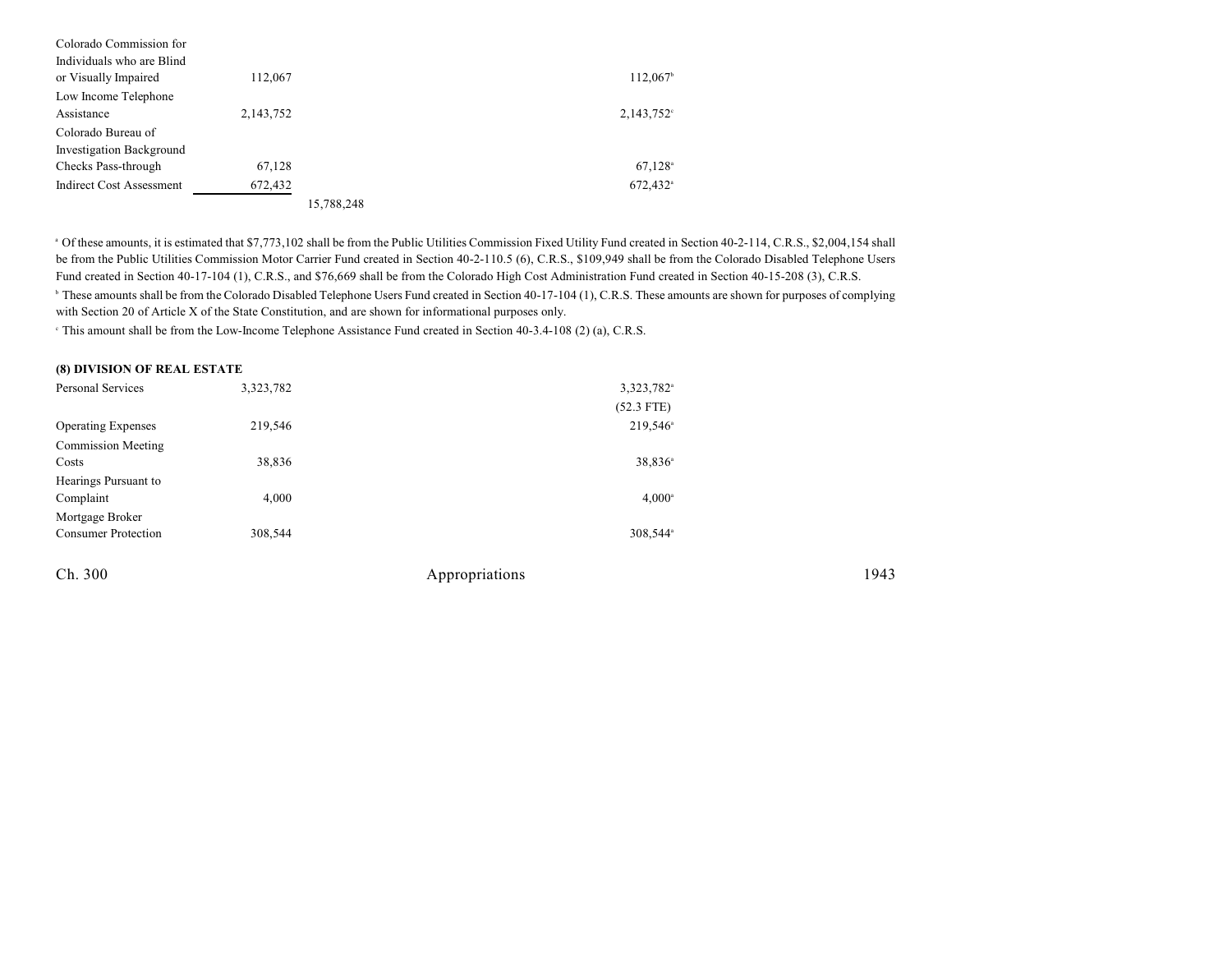| | | | |
|---|---|---|---|
| Colorado Commission for Individuals who are Blind or Visually Impaired | 112,067 | | 112,067[b] |
| Low Income Telephone Assistance | 2,143,752 | | 2,143,752[c] |
| Colorado Bureau of Investigation Background Checks Pass-through | 67,128 | | 67,128[a] |
| Indirect Cost Assessment | 672,432 | | 672,432[a] |
| | | 15,788,248 | |

[a] Of these amounts, it is estimated that $7,773,102 shall be from the Public Utilities Commission Fixed Utility Fund created in Section 40-2-114, C.R.S., $2,004,154 shall be from the Public Utilities Commission Motor Carrier Fund created in Section 40-2-110.5 (6), C.R.S., $109,949 shall be from the Colorado Disabled Telephone Users Fund created in Section 40-17-104 (1), C.R.S., and $76,669 shall be from the Colorado High Cost Administration Fund created in Section 40-15-208 (3), C.R.S.

[b] These amounts shall be from the Colorado Disabled Telephone Users Fund created in Section 40-17-104 (1), C.R.S. These amounts are shown for purposes of complying with Section 20 of Article X of the State Constitution, and are shown for informational purposes only.

[c] This amount shall be from the Low-Income Telephone Assistance Fund created in Section 40-3.4-108 (2) (a), C.R.S.

**(8) DIVISION OF REAL ESTATE**

| | | | |
|---|---|---|---|
| Personal Services | 3,323,782 | | 3,323,782[a] |
| | | | (52.3 FTE) |
| Operating Expenses | 219,546 | | 219,546[a] |
| Commission Meeting Costs | 38,836 | | 38,836[a] |
| Hearings Pursuant to Complaint | 4,000 | | 4,000[a] |
| Mortgage Broker Consumer Protection | 308,544 | | 308,544[a] |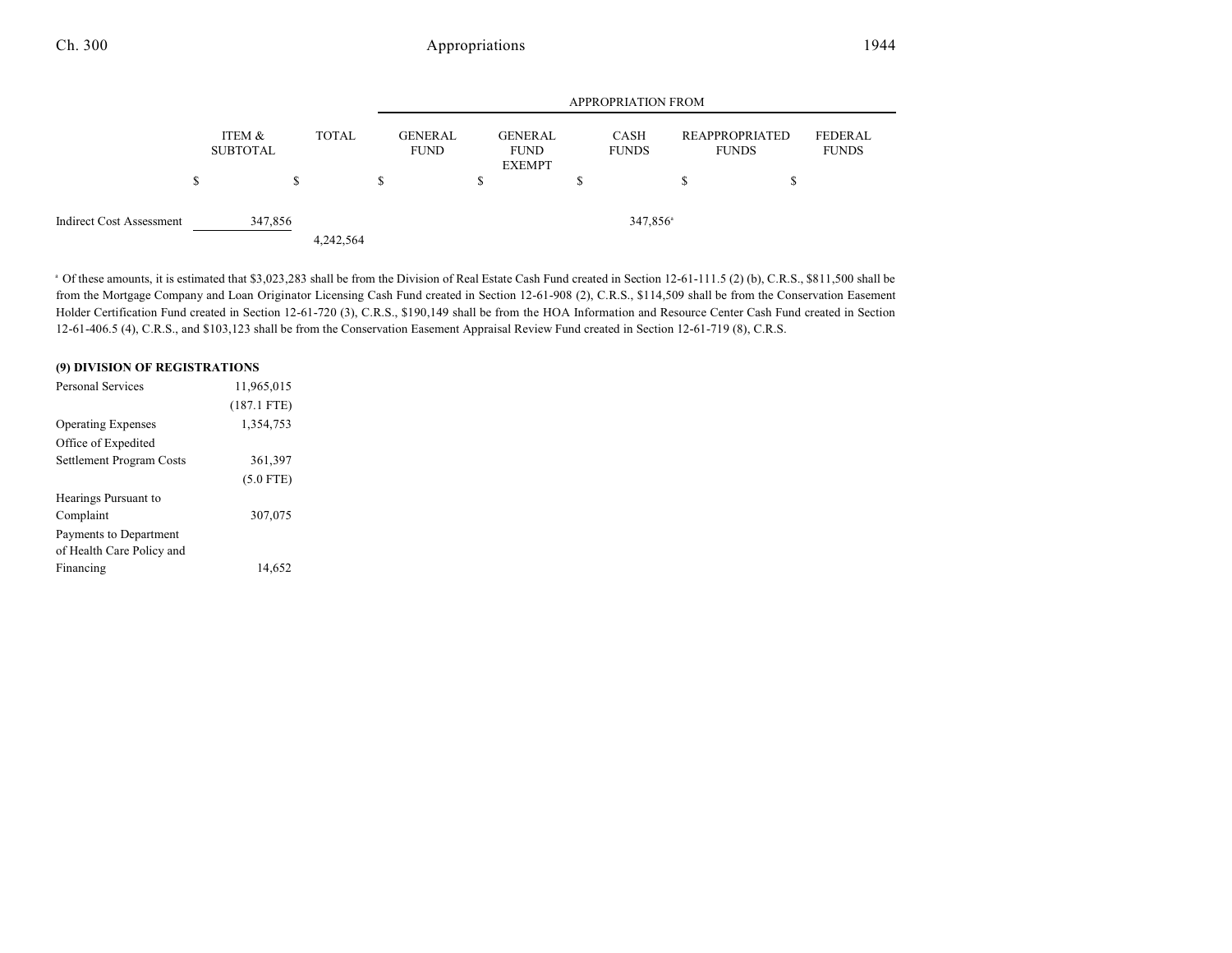| | ITEM & SUBTOTAL | TOTAL | APPROPRIATION FROM GENERAL FUND | GENERAL FUND EXEMPT | CASH FUNDS | REAPPROPRIATED FUNDS | FEDERAL FUNDS |
|---|---|---|---|---|---|---|---|
| | $ | $ | $ | $ | $ | $ | $ |
| Indirect Cost Assessment | 347,856 | | | | 347,856[a] | | |
| | | 4,242,564 | | | | | |

[a] Of these amounts, it is estimated that $3,023,283 shall be from the Division of Real Estate Cash Fund created in Section 12-61-111.5 (2) (b), C.R.S., $811,500 shall be from the Mortgage Company and Loan Originator Licensing Cash Fund created in Section 12-61-908 (2), C.R.S., $114,509 shall be from the Conservation Easement Holder Certification Fund created in Section 12-61-720 (3), C.R.S., $190,149 shall be from the HOA Information and Resource Center Cash Fund created in Section 12-61-406.5 (4), C.R.S., and $103,123 shall be from the Conservation Easement Appraisal Review Fund created in Section 12-61-719 (8), C.R.S.

**(9) DIVISION OF REGISTRATIONS**

| | ITEM & SUBTOTAL | TOTAL | GENERAL FUND | GENERAL FUND EXEMPT | CASH FUNDS | REAPPROPRIATED FUNDS | FEDERAL FUNDS |
|---|---|---|---|---|---|---|---|
| Personal Services | 11,965,015 | | | | | | |
| | (187.1 FTE) | | | | | | |
| Operating Expenses | 1,354,753 | | | | | | |
| Office of Expedited Settlement Program Costs | 361,397 | | | | | | |
| | (5.0 FTE) | | | | | | |
| Hearings Pursuant to Complaint | 307,075 | | | | | | |
| Payments to Department of Health Care Policy and Financing | 14,652 | | | | | | |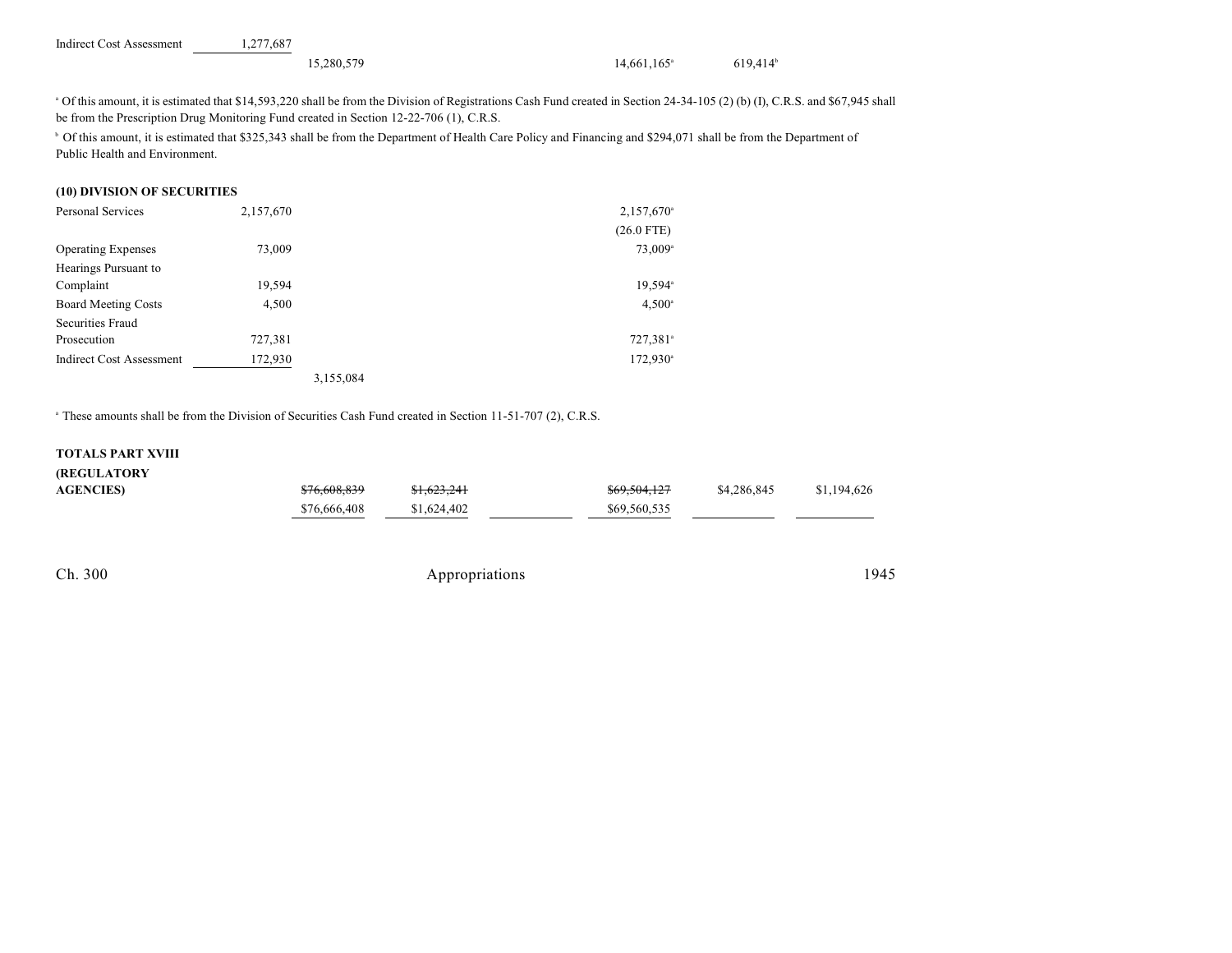| | | | | | | |
|---|---|---|---|---|---|---|
| Indirect Cost Assessment | 1,277,687 | | | | | |
| | | 15,280,579 | | 14,661,165[a] | 619,414[b] | |

[a] Of this amount, it is estimated that $14,593,220 shall be from the Division of Registrations Cash Fund created in Section 24-34-105 (2) (b) (I), C.R.S. and $67,945 shall be from the Prescription Drug Monitoring Fund created in Section 12-22-706 (1), C.R.S.

[b] Of this amount, it is estimated that $325,343 shall be from the Department of Health Care Policy and Financing and $294,071 shall be from the Department of Public Health and Environment.

**(10) DIVISION OF SECURITIES**

| | | | | | | |
|---|---|---|---|---|---|---|
| Personal Services | 2,157,670 | | | 2,157,670[a] (26.0 FTE) | | |
| Operating Expenses | 73,009 | | | 73,009[a] | | |
| Hearings Pursuant to Complaint | 19,594 | | | 19,594[a] | | |
| Board Meeting Costs | 4,500 | | | 4,500[a] | | |
| Securities Fraud Prosecution | 727,381 | | | 727,381[a] | | |
| Indirect Cost Assessment | 172,930 | | | 172,930[a] | | |
| | | 3,155,084 | | | | |

[a] These amounts shall be from the Division of Securities Cash Fund created in Section 11-51-707 (2), C.R.S.

| | | | | | | |
|---|---|---|---|---|---|---|
| **TOTALS PART XVIII (REGULATORY AGENCIES)** | ~~$76,608,839~~ $76,666,408 | ~~$1,623,241~~ $1,624,402 | | ~~$69,504,127~~ $69,560,535 | $4,286,845 | $1,194,626 |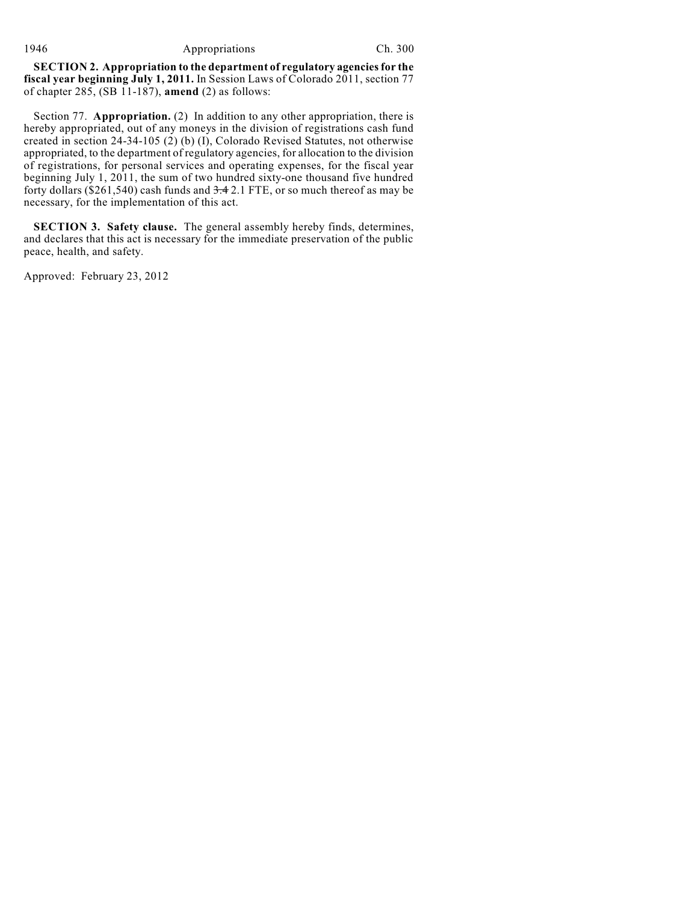**SECTION 2. Appropriation to the department of regulatory agencies for the fiscal year beginning July 1, 2011.** In Session Laws of Colorado 2011, section 77 of chapter 285, (SB 11-187), **amend** (2) as follows:

Section 77. **Appropriation.** (2) In addition to any other appropriation, there is hereby appropriated, out of any moneys in the division of registrations cash fund created in section 24-34-105 (2) (b) (I), Colorado Revised Statutes, not otherwise appropriated, to the department of regulatory agencies, for allocation to the division of registrations, for personal services and operating expenses, for the fiscal year beginning July 1, 2011, the sum of two hundred sixty-one thousand five hundred forty dollars ($261,540) cash funds and ~~3.4~~ 2.1 FTE, or so much thereof as may be necessary, for the implementation of this act.

**SECTION 3. Safety clause.** The general assembly hereby finds, determines, and declares that this act is necessary for the immediate preservation of the public peace, health, and safety.

Approved: February 23, 2012